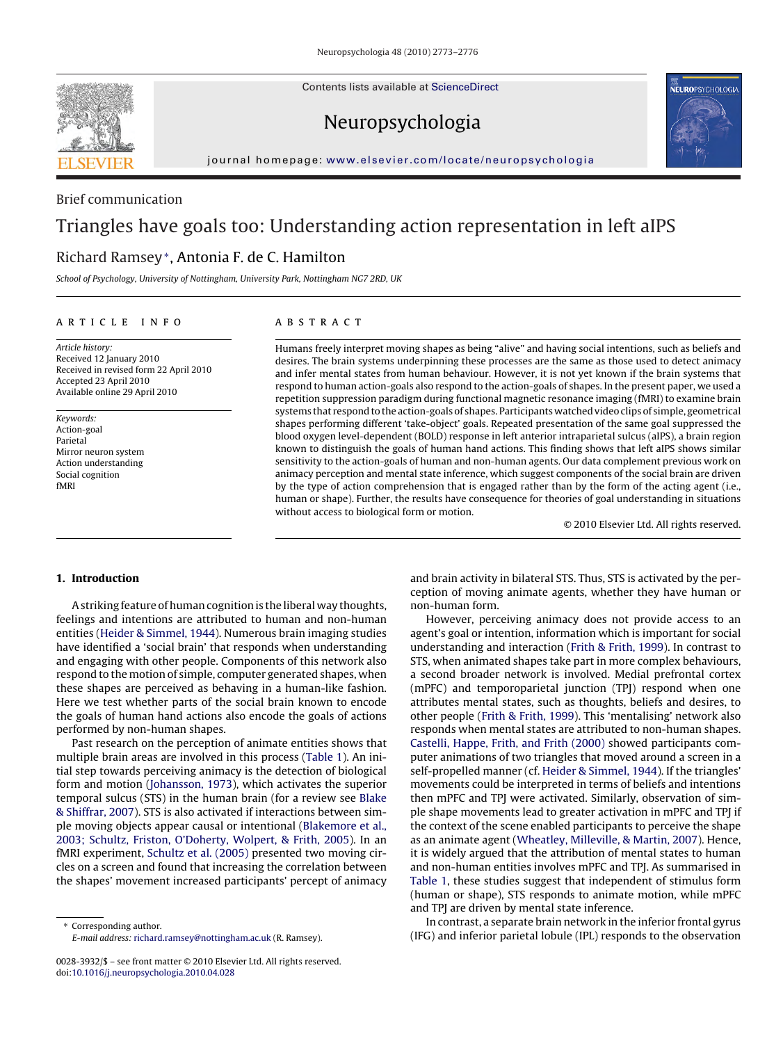Brief communication

# Triangles have goals too: Understanding action representation in left aIPS

Richard Ramsey*, Antonia F. de C. Hamilton

*School of Psychology, University of Nottingham, University Park, Nottingham NG7 2RD, UK*

## ARTICLE INFO

*Article history:*
Received 12 January 2010
Received in revised form 22 April 2010
Accepted 23 April 2010
Available online 29 April 2010

*Keywords:*
Action-goal
Parietal
Mirror neuron system
Action understanding
Social cognition
fMRI

## ABSTRACT

Humans freely interpret moving shapes as being "alive" and having social intentions, such as beliefs and desires. The brain systems underpinning these processes are the same as those used to detect animacy and infer mental states from human behaviour. However, it is not yet known if the brain systems that respond to human action-goals also respond to the action-goals of shapes. In the present paper, we used a repetition suppression paradigm during functional magnetic resonance imaging (fMRI) to examine brain systems that respond to the action-goals of shapes. Participants watched video clips of simple, geometrical shapes performing different 'take-object' goals. Repeated presentation of the same goal suppressed the blood oxygen level-dependent (BOLD) response in left anterior intraparietal sulcus (aIPS), a brain region known to distinguish the goals of human hand actions. This finding shows that left aIPS shows similar sensitivity to the action-goals of human and non-human agents. Our data complement previous work on animacy perception and mental state inference, which suggest components of the social brain are driven by the type of action comprehension that is engaged rather than by the form of the acting agent (i.e., human or shape). Further, the results have consequence for theories of goal understanding in situations without access to biological form or motion.

© 2010 Elsevier Ltd. All rights reserved.

## 1. Introduction

A striking feature of human cognition is the liberal way thoughts, feelings and intentions are attributed to human and non-human entities (Heider & Simmel, 1944). Numerous brain imaging studies have identified a 'social brain' that responds when understanding and engaging with other people. Components of this network also respond to the motion of simple, computer generated shapes, when these shapes are perceived as behaving in a human-like fashion. Here we test whether parts of the social brain known to encode the goals of human hand actions also encode the goals of actions performed by non-human shapes.

Past research on the perception of animate entities shows that multiple brain areas are involved in this process (Table 1). An initial step towards perceiving animacy is the detection of biological form and motion (Johansson, 1973), which activates the superior temporal sulcus (STS) in the human brain (for a review see Blake & Shiffrar, 2007). STS is also activated if interactions between simple moving objects appear causal or intentional (Blakemore et al., 2003; Schultz, Friston, O'Doherty, Wolpert, & Frith, 2005). In an fMRI experiment, Schultz et al. (2005) presented two moving circles on a screen and found that increasing the correlation between the shapes' movement increased participants' percept of animacy and brain activity in bilateral STS. Thus, STS is activated by the perception of moving animate agents, whether they have human or non-human form.

However, perceiving animacy does not provide access to an agent's goal or intention, information which is important for social understanding and interaction (Frith & Frith, 1999). In contrast to STS, when animated shapes take part in more complex behaviours, a second broader network is involved. Medial prefrontal cortex (mPFC) and temporoparietal junction (TPJ) respond when one attributes mental states, such as thoughts, beliefs and desires, to other people (Frith & Frith, 1999). This 'mentalising' network also responds when mental states are attributed to non-human shapes. Castelli, Happe, Frith, and Frith (2000) showed participants computer animations of two triangles that moved around a screen in a self-propelled manner (cf. Heider & Simmel, 1944). If the triangles' movements could be interpreted in terms of beliefs and intentions then mPFC and TPJ were activated. Similarly, observation of simple shape movements lead to greater activation in mPFC and TPJ if the context of the scene enabled participants to perceive the shape as an animate agent (Wheatley, Milleville, & Martin, 2007). Hence, it is widely argued that the attribution of mental states to human and non-human entities involves mPFC and TPJ. As summarised in Table 1, these studies suggest that independent of stimulus form (human or shape), STS responds to animate motion, while mPFC and TPJ are driven by mental state inference.

In contrast, a separate brain network in the inferior frontal gyrus (IFG) and inferior parietal lobule (IPL) responds to the observation

---

* Corresponding author.
*E-mail address:* richard.ramsey@nottingham.ac.uk (R. Ramsey).

0028-3932/$ – see front matter © 2010 Elsevier Ltd. All rights reserved.
doi:10.1016/j.neuropsychologia.2010.04.028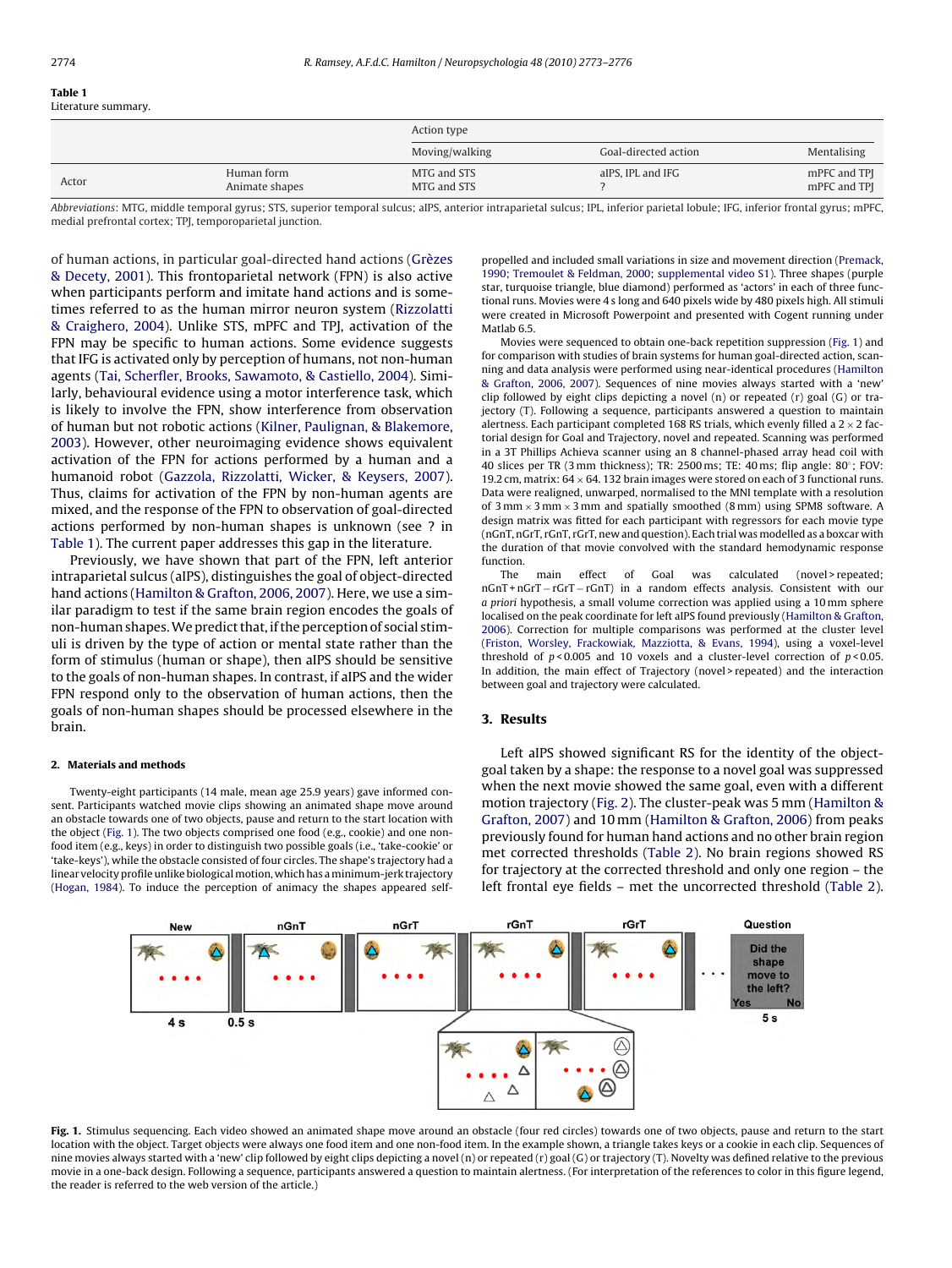**Table 1**
Literature summary.

| | | Action type | | |
|---|---|---|---|---|
| | | Moving/walking | Goal-directed action | Mentalising |
| Actor | Human form | MTG and STS | aIPS, IPL and IFG | mPFC and TPJ |
| | Animate shapes | MTG and STS | ? | mPFC and TPJ |

*Abbreviations*: MTG, middle temporal gyrus; STS, superior temporal sulcus; aIPS, anterior intraparietal sulcus; IPL, inferior parietal lobule; IFG, inferior frontal gyrus; mPFC, medial prefrontal cortex; TPJ, temporoparietal junction.

of human actions, in particular goal-directed hand actions (Grèzes & Decety, 2001). This frontoparietal network (FPN) is also active when participants perform and imitate hand actions and is sometimes referred to as the human mirror neuron system (Rizzolatti & Craighero, 2004). Unlike STS, mPFC and TPJ, activation of the FPN may be specific to human actions. Some evidence suggests that IFG is activated only by perception of humans, not non-human agents (Tai, Scherfler, Brooks, Sawamoto, & Castiello, 2004). Similarly, behavioural evidence using a motor interference task, which is likely to involve the FPN, show interference from observation of human but not robotic actions (Kilner, Paulignan, & Blakemore, 2003). However, other neuroimaging evidence shows equivalent activation of the FPN for actions performed by a human and a humanoid robot (Gazzola, Rizzolatti, Wicker, & Keysers, 2007). Thus, claims for activation of the FPN by non-human agents are mixed, and the response of the FPN to observation of goal-directed actions performed by non-human shapes is unknown (see ? in Table 1). The current paper addresses this gap in the literature.

Previously, we have shown that part of the FPN, left anterior intraparietal sulcus (aIPS), distinguishes the goal of object-directed hand actions (Hamilton & Grafton, 2006, 2007). Here, we use a similar paradigm to test if the same brain region encodes the goals of non-human shapes. We predict that, if the perception of social stimuli is driven by the type of action or mental state rather than the form of stimulus (human or shape), then aIPS should be sensitive to the goals of non-human shapes. In contrast, if aIPS and the wider FPN respond only to the observation of human actions, then the goals of non-human shapes should be processed elsewhere in the brain.

## 2. Materials and methods

Twenty-eight participants (14 male, mean age 25.9 years) gave informed consent. Participants watched movie clips showing an animated shape move around an obstacle towards one of two objects, pause and return to the start location with the object (Fig. 1). The two objects comprised one food (e.g., cookie) and one non-food item (e.g., keys) in order to distinguish two possible goals (i.e., 'take-cookie' or 'take-keys'), while the obstacle consisted of four circles. The shape's trajectory had a linear velocity profile unlike biological motion, which has a minimum-jerk trajectory (Hogan, 1984). To induce the perception of animacy the shapes appeared self-propelled and included small variations in size and movement direction (Premack, 1990; Tremoulet & Feldman, 2000; supplemental video S1). Three shapes (purple star, turquoise triangle, blue diamond) performed as 'actors' in each of three functional runs. Movies were 4 s long and 640 pixels wide by 480 pixels high. All stimuli were created in Microsoft Powerpoint and presented with Cogent running under Matlab 6.5.

Movies were sequenced to obtain one-back repetition suppression (Fig. 1) and for comparison with studies of brain systems for human goal-directed action, scanning and data analysis were performed using near-identical procedures (Hamilton & Grafton, 2006, 2007). Sequences of nine movies always started with a 'new' clip followed by eight clips depicting a novel (n) or repeated (r) goal (G) or trajectory (T). Following a sequence, participants answered a question to maintain alertness. Each participant completed 168 RS trials, which evenly filled a 2 × 2 factorial design for Goal and Trajectory, novel and repeated. Scanning was performed in a 3T Phillips Achieva scanner using an 8 channel-phased array head coil with 40 slices per TR (3 mm thickness); TR: 2500 ms; TE: 40 ms; flip angle: 80°; FOV: 19.2 cm, matrix: 64 × 64. 132 brain images were stored on each of 3 functional runs. Data were realigned, unwarped, normalised to the MNI template with a resolution of 3 mm × 3 mm × 3 mm and spatially smoothed (8 mm) using SPM8 software. A design matrix was fitted for each participant with regressors for each movie type (nGnT, nGrT, rGnT, rGrT, new and question). Each trial was modelled as a boxcar with the duration of that movie convolved with the standard hemodynamic response function.

The main effect of Goal was calculated (novel > repeated; nGnT + nGrT − rGrT − rGnT) in a random effects analysis. Consistent with our *a priori* hypothesis, a small volume correction was applied using a 10 mm sphere localised on the peak coordinate for left aIPS found previously (Hamilton & Grafton, 2006). Correction for multiple comparisons was performed at the cluster level (Friston, Worsley, Frackowiak, Mazziotta, & Evans, 1994), using a voxel-level threshold of $p < 0.005$ and 10 voxels and a cluster-level correction of $p < 0.05$. In addition, the main effect of Trajectory (novel > repeated) and the interaction between goal and trajectory were calculated.

## 3. Results

Left aIPS showed significant RS for the identity of the object-goal taken by a shape: the response to a novel goal was suppressed when the next movie showed the same goal, even with a different motion trajectory (Fig. 2). The cluster-peak was 5 mm (Hamilton & Grafton, 2007) and 10 mm (Hamilton & Grafton, 2006) from peaks previously found for human hand actions and no other brain region met corrected thresholds (Table 2). No brain regions showed RS for trajectory at the corrected threshold and only one region – the left frontal eye fields – met the uncorrected threshold (Table 2).

**Fig. 1.** Stimulus sequencing. Each video showed an animated shape move around an obstacle (four red circles) towards one of two objects, pause and return to the start location with the object. Target objects were always one food item and one non-food item. In the example shown, a triangle takes keys or a cookie in each clip. Sequences of nine movies always started with a 'new' clip followed by eight clips depicting a novel (n) or repeated (r) goal (G) or trajectory (T). Novelty was defined relative to the previous movie in a one-back design. Following a sequence, participants answered a question to maintain alertness. (For interpretation of the references to color in this figure legend, the reader is referred to the web version of the article.)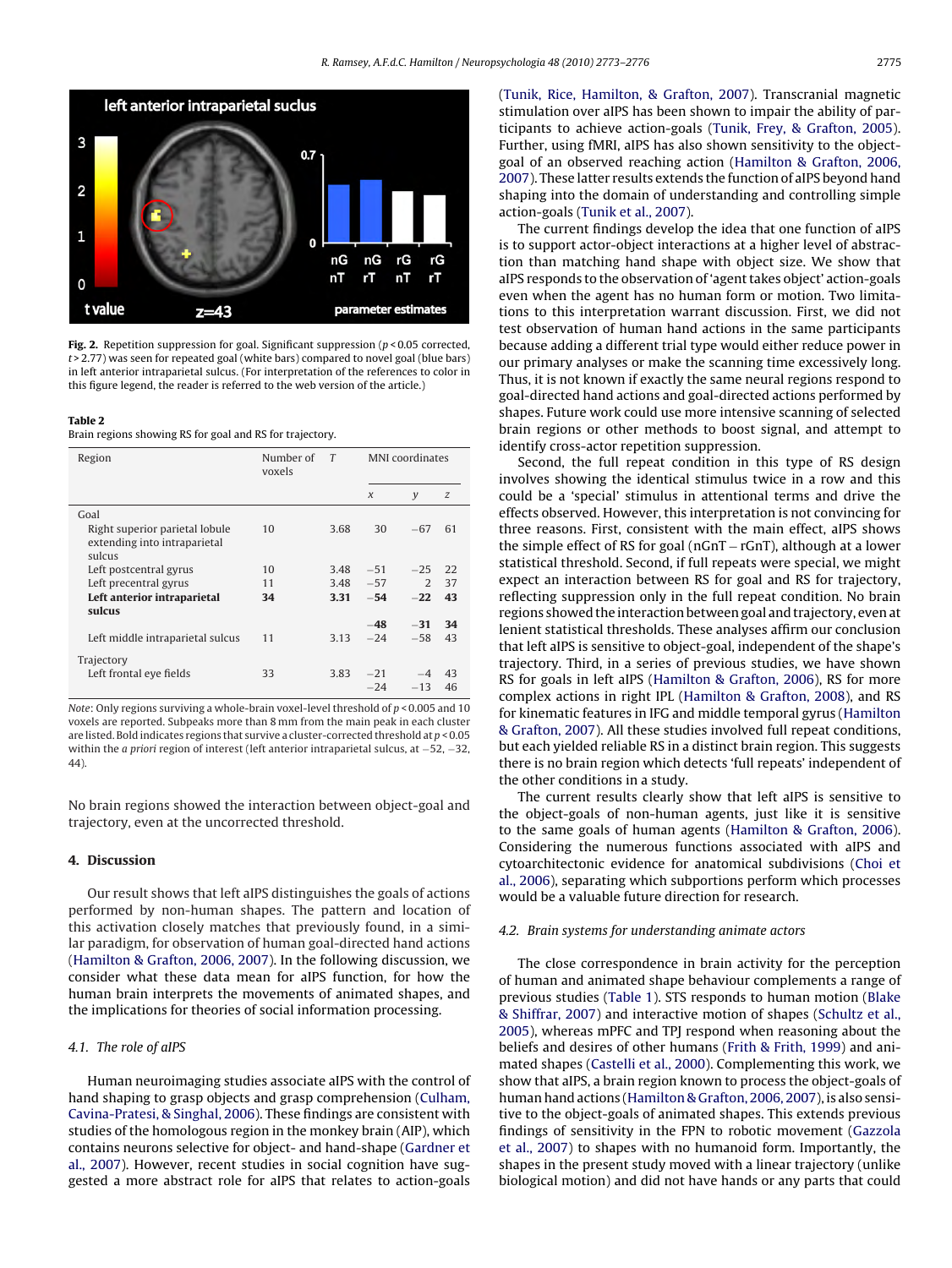left anterior intraparietal suclus

3
2
1
0
t value
z=43

0.7
0
nG nT
nG rT
rG nT
rG rT
parameter estimates

**Fig. 2.** Repetition suppression for goal. Significant suppression ($p < 0.05$ corrected, $t > 2.77$) was seen for repeated goal (white bars) compared to novel goal (blue bars) in left anterior intraparietal sulcus. (For interpretation of the references to color in this figure legend, the reader is referred to the web version of the article.)

**Table 2**
Brain regions showing RS for goal and RS for trajectory.

| Region | Number of voxels | T | MNI coordinates | | |
|---|---|---|---|---|---|
| | | | x | y | z |
| Goal | | | | | |
| Right superior parietal lobule extending into intraparietal sulcus | 10 | 3.68 | 30 | −67 | 61 |
| Left postcentral gyrus | 10 | 3.48 | −51 | −25 | 22 |
| Left precentral gyrus | 11 | 3.48 | −57 | 2 | 37 |
| **Left anterior intraparietal sulcus** | **34** | **3.31** | **−54** | **−22** | **43** |
| | | | **−48** | **−31** | **34** |
| Left middle intraparietal sulcus | 11 | 3.13 | −24 | −58 | 43 |
| Trajectory | | | | | |
| Left frontal eye fields | 33 | 3.83 | −21 | −4 | 43 |
| | | | −24 | −13 | 46 |

*Note*: Only regions surviving a whole-brain voxel-level threshold of $p < 0.005$ and 10 voxels are reported. Subpeaks more than 8 mm from the main peak in each cluster are listed. Bold indicates regions that survive a cluster-corrected threshold at $p < 0.05$ within the *a priori* region of interest (left anterior intraparietal sulcus, at −52, −32, 44).

No brain regions showed the interaction between object-goal and trajectory, even at the uncorrected threshold.

## 4. Discussion

Our result shows that left aIPS distinguishes the goals of actions performed by non-human shapes. The pattern and location of this activation closely matches that previously found, in a similar paradigm, for observation of human goal-directed hand actions (Hamilton & Grafton, 2006, 2007). In the following discussion, we consider what these data mean for aIPS function, for how the human brain interprets the movements of animated shapes, and the implications for theories of social information processing.

### *4.1. The role of aIPS*

Human neuroimaging studies associate aIPS with the control of hand shaping to grasp objects and grasp comprehension (Culham, Cavina-Pratesi, & Singhal, 2006). These findings are consistent with studies of the homologous region in the monkey brain (AIP), which contains neurons selective for object- and hand-shape (Gardner et al., 2007). However, recent studies in social cognition have suggested a more abstract role for aIPS that relates to action-goals (Tunik, Rice, Hamilton, & Grafton, 2007). Transcranial magnetic stimulation over aIPS has been shown to impair the ability of participants to achieve action-goals (Tunik, Frey, & Grafton, 2005). Further, using fMRI, aIPS has also shown sensitivity to the object-goal of an observed reaching action (Hamilton & Grafton, 2006, 2007). These latter results extends the function of aIPS beyond hand shaping into the domain of understanding and controlling simple action-goals (Tunik et al., 2007).

The current findings develop the idea that one function of aIPS is to support actor-object interactions at a higher level of abstraction than matching hand shape with object size. We show that aIPS responds to the observation of 'agent takes object' action-goals even when the agent has no human form or motion. Two limitations to this interpretation warrant discussion. First, we did not test observation of human hand actions in the same participants because adding a different trial type would either reduce power in our primary analyses or make the scanning time excessively long. Thus, it is not known if exactly the same neural regions respond to goal-directed hand actions and goal-directed actions performed by shapes. Future work could use more intensive scanning of selected brain regions or other methods to boost signal, and attempt to identify cross-actor repetition suppression.

Second, the full repeat condition in this type of RS design involves showing the identical stimulus twice in a row and this could be a 'special' stimulus in attentional terms and drive the effects observed. However, this interpretation is not convincing for three reasons. First, consistent with the main effect, aIPS shows the simple effect of RS for goal (nGnT − rGnT), although at a lower statistical threshold. Second, if full repeats were special, we might expect an interaction between RS for goal and RS for trajectory, reflecting suppression only in the full repeat condition. No brain regions showed the interaction between goal and trajectory, even at lenient statistical thresholds. These analyses affirm our conclusion that left aIPS is sensitive to object-goal, independent of the shape's trajectory. Third, in a series of previous studies, we have shown RS for goals in left aIPS (Hamilton & Grafton, 2006), RS for more complex actions in right IPL (Hamilton & Grafton, 2008), and RS for kinematic features in IFG and middle temporal gyrus (Hamilton & Grafton, 2007). All these studies involved full repeat conditions, but each yielded reliable RS in a distinct brain region. This suggests there is no brain region which detects 'full repeats' independent of the other conditions in a study.

The current results clearly show that left aIPS is sensitive to the object-goals of non-human agents, just like it is sensitive to the same goals of human agents (Hamilton & Grafton, 2006). Considering the numerous functions associated with aIPS and cytoarchitectonic evidence for anatomical subdivisions (Choi et al., 2006), separating which subportions perform which processes would be a valuable future direction for research.

### *4.2. Brain systems for understanding animate actors*

The close correspondence in brain activity for the perception of human and animated shape behaviour complements a range of previous studies (Table 1). STS responds to human motion (Blake & Shiffrar, 2007) and interactive motion of shapes (Schultz et al., 2005), whereas mPFC and TPJ respond when reasoning about the beliefs and desires of other humans (Frith & Frith, 1999) and animated shapes (Castelli et al., 2000). Complementing this work, we show that aIPS, a brain region known to process the object-goals of human hand actions (Hamilton & Grafton, 2006, 2007), is also sensitive to the object-goals of animated shapes. This extends previous findings of sensitivity in the FPN to robotic movement (Gazzola et al., 2007) to shapes with no humanoid form. Importantly, the shapes in the present study moved with a linear trajectory (unlike biological motion) and did not have hands or any parts that could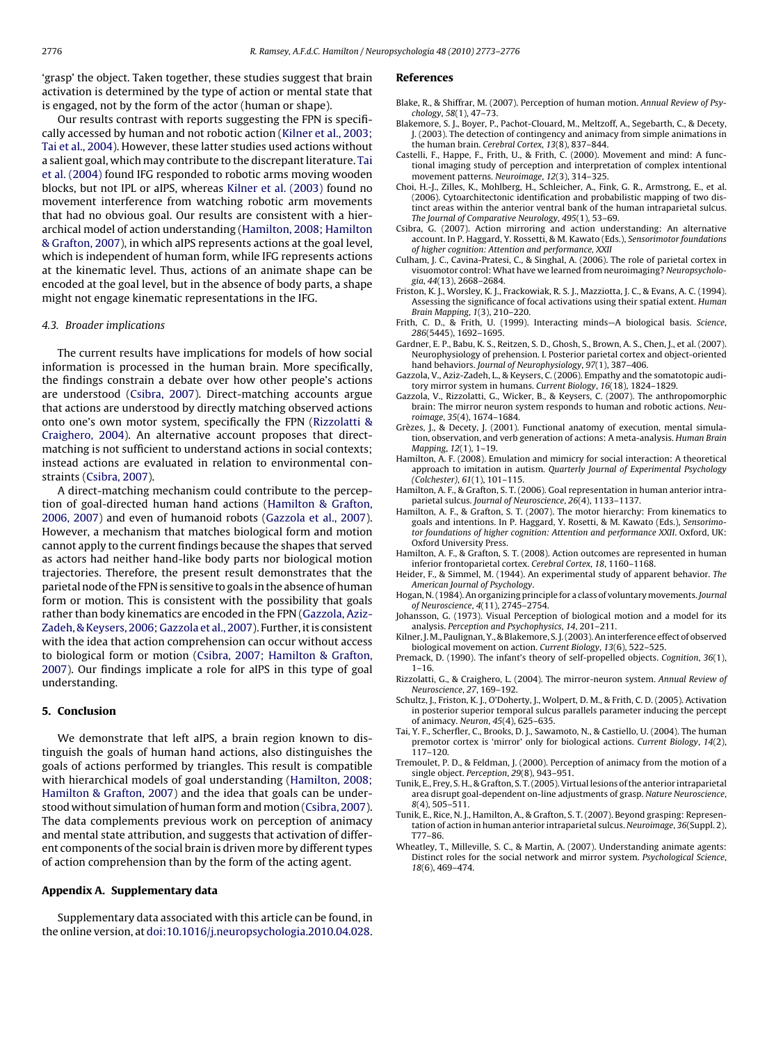'grasp' the object. Taken together, these studies suggest that brain activation is determined by the type of action or mental state that is engaged, not by the form of the actor (human or shape).

Our results contrast with reports suggesting the FPN is specifically accessed by human and not robotic action (Kilner et al., 2003; Tai et al., 2004). However, these latter studies used actions without a salient goal, which may contribute to the discrepant literature. Tai et al. (2004) found IFG responded to robotic arms moving wooden blocks, but not IPL or aIPS, whereas Kilner et al. (2003) found no movement interference from watching robotic arm movements that had no obvious goal. Our results are consistent with a hierarchical model of action understanding (Hamilton, 2008; Hamilton & Grafton, 2007), in which aIPS represents actions at the goal level, which is independent of human form, while IFG represents actions at the kinematic level. Thus, actions of an animate shape can be encoded at the goal level, but in the absence of body parts, a shape might not engage kinematic representations in the IFG.

### 4.3. Broader implications

The current results have implications for models of how social information is processed in the human brain. More specifically, the findings constrain a debate over how other people's actions are understood (Csibra, 2007). Direct-matching accounts argue that actions are understood by directly matching observed actions onto one's own motor system, specifically the FPN (Rizzolatti & Craighero, 2004). An alternative account proposes that direct-matching is not sufficient to understand actions in social contexts; instead actions are evaluated in relation to environmental constraints (Csibra, 2007).

A direct-matching mechanism could contribute to the perception of goal-directed human hand actions (Hamilton & Grafton, 2006, 2007) and even of humanoid robots (Gazzola et al., 2007). However, a mechanism that matches biological form and motion cannot apply to the current findings because the shapes that served as actors had neither hand-like body parts nor biological motion trajectories. Therefore, the present result demonstrates that the parietal node of the FPN is sensitive to goals in the absence of human form or motion. This is consistent with the possibility that goals rather than body kinematics are encoded in the FPN (Gazzola, Aziz-Zadeh, & Keysers, 2006; Gazzola et al., 2007). Further, it is consistent with the idea that action comprehension can occur without access to biological form or motion (Csibra, 2007; Hamilton & Grafton, 2007). Our findings implicate a role for aIPS in this type of goal understanding.

## 5. Conclusion

We demonstrate that left aIPS, a brain region known to distinguish the goals of human hand actions, also distinguishes the goals of actions performed by triangles. This result is compatible with hierarchical models of goal understanding (Hamilton, 2008; Hamilton & Grafton, 2007) and the idea that goals can be understood without simulation of human form and motion (Csibra, 2007). The data complements previous work on perception of animacy and mental state attribution, and suggests that activation of different components of the social brain is driven more by different types of action comprehension than by the form of the acting agent.

## Appendix A. Supplementary data

Supplementary data associated with this article can be found, in the online version, at doi:10.1016/j.neuropsychologia.2010.04.028.

## References

Blake, R., & Shiffrar, M. (2007). Perception of human motion. *Annual Review of Psychology*, *58*(1), 47–73.

Blakemore, S. J., Boyer, P., Pachot-Clouard, M., Meltzoff, A., Segebarth, C., & Decety, J. (2003). The detection of contingency and animacy from simple animations in the human brain. *Cerebral Cortex*, *13*(8), 837–844.

Castelli, F., Happe, F., Frith, U., & Frith, C. (2000). Movement and mind: A functional imaging study of perception and interpretation of complex intentional movement patterns. *Neuroimage*, *12*(3), 314–325.

Choi, H.-J., Zilles, K., Mohlberg, H., Schleicher, A., Fink, G. R., Armstrong, E., et al. (2006). Cytoarchitectonic identification and probabilistic mapping of two distinct areas within the anterior ventral bank of the human intraparietal sulcus. *The Journal of Comparative Neurology*, *495*(1), 53–69.

Csibra, G. (2007). Action mirroring and action understanding: An alternative account. In P. Haggard, Y. Rossetti, & M. Kawato (Eds.), *Sensorimotor foundations of higher cognition: Attention and performance, XXII*

Culham, J. C., Cavina-Pratesi, C., & Singhal, A. (2006). The role of parietal cortex in visuomotor control: What have we learned from neuroimaging? *Neuropsychologia*, *44*(13), 2668–2684.

Friston, K. J., Worsley, K. J., Frackowiak, R. S. J., Mazziotta, J. C., & Evans, A. C. (1994). Assessing the significance of focal activations using their spatial extent. *Human Brain Mapping*, *1*(3), 210–220.

Frith, C. D., & Frith, U. (1999). Interacting minds—A biological basis. *Science*, *286*(5445), 1692–1695.

Gardner, E. P., Babu, K. S., Reitzen, S. D., Ghosh, S., Brown, A. S., Chen, J., et al. (2007). Neurophysiology of prehension. I. Posterior parietal cortex and object-oriented hand behaviors. *Journal of Neurophysiology*, *97*(1), 387–406.

Gazzola, V., Aziz-Zadeh, L., & Keysers, C. (2006). Empathy and the somatotopic auditory mirror system in humans. *Current Biology*, *16*(18), 1824–1829.

Gazzola, V., Rizzolatti, G., Wicker, B., & Keysers, C. (2007). The anthropomorphic brain: The mirror neuron system responds to human and robotic actions. *Neuroimage*, *35*(4), 1674–1684.

Grèzes, J., & Decety, J. (2001). Functional anatomy of execution, mental simulation, observation, and verb generation of actions: A meta-analysis. *Human Brain Mapping*, *12*(1), 1–19.

Hamilton, A. F. (2008). Emulation and mimicry for social interaction: A theoretical approach to imitation in autism. *Quarterly Journal of Experimental Psychology (Colchester)*, *61*(1), 101–115.

Hamilton, A. F., & Grafton, S. T. (2006). Goal representation in human anterior intraparietal sulcus. *Journal of Neuroscience*, *26*(4), 1133–1137.

Hamilton, A. F., & Grafton, S. T. (2007). The motor hierarchy: From kinematics to goals and intentions. In P. Haggard, Y. Rosetti, & M. Kawato (Eds.), *Sensorimotor foundations of higher cognition: Attention and performance XXII*. Oxford, UK: Oxford University Press.

Hamilton, A. F., & Grafton, S. T. (2008). Action outcomes are represented in human inferior frontoparietal cortex. *Cerebral Cortex*, *18*, 1160–1168.

Heider, F., & Simmel, M. (1944). An experimental study of apparent behavior. *The American Journal of Psychology*.

Hogan, N. (1984). An organizing principle for a class of voluntary movements. *Journal of Neuroscience*, *4*(11), 2745–2754.

Johansson, G. (1973). Visual Perception of biological motion and a model for its analysis. *Perception and Psychophysics*, *14*, 201–211.

Kilner, J. M., Paulignan, Y., & Blakemore, S. J. (2003). An interference effect of observed biological movement on action. *Current Biology*, *13*(6), 522–525.

Premack, D. (1990). The infant's theory of self-propelled objects. *Cognition*, *36*(1), 1–16.

Rizzolatti, G., & Craighero, L. (2004). The mirror-neuron system. *Annual Review of Neuroscience*, *27*, 169–192.

Schultz, J., Friston, K. J., O'Doherty, J., Wolpert, D. M., & Frith, C. D. (2005). Activation in posterior superior temporal sulcus parallels parameter inducing the percept of animacy. *Neuron*, *45*(4), 625–635.

Tai, Y. F., Scherfler, C., Brooks, D. J., Sawamoto, N., & Castiello, U. (2004). The human premotor cortex is 'mirror' only for biological actions. *Current Biology*, *14*(2), 117–120.

Tremoulet, P. D., & Feldman, J. (2000). Perception of animacy from the motion of a single object. *Perception*, *29*(8), 943–951.

Tunik, E., Frey, S. H., & Grafton, S. T. (2005). Virtual lesions of the anterior intraparietal area disrupt goal-dependent on-line adjustments of grasp. *Nature Neuroscience*, *8*(4), 505–511.

Tunik, E., Rice, N. J., Hamilton, A., & Grafton, S. T. (2007). Beyond grasping: Representation of action in human anterior intraparietal sulcus. *Neuroimage*, *36*(Suppl. 2), T77–86.

Wheatley, T., Milleville, S. C., & Martin, A. (2007). Understanding animate agents: Distinct roles for the social network and mirror system. *Psychological Science*, *18*(6), 469–474.